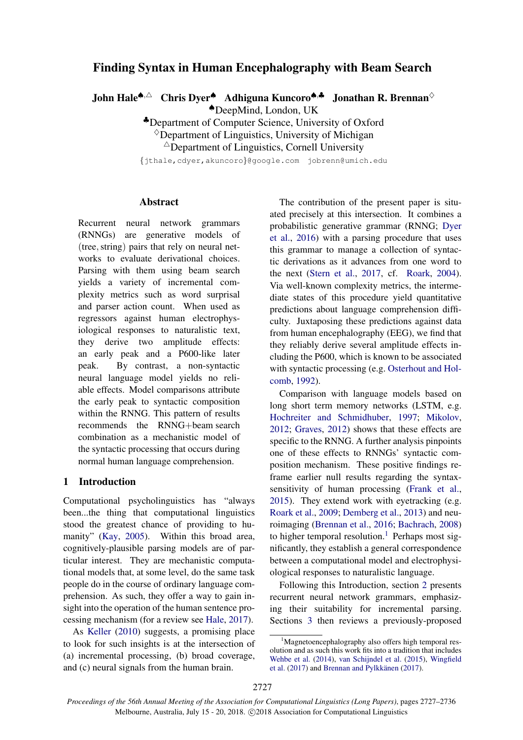# Finding Syntax in Human Encephalography with Beam Search

**John Hale**[♠,△] **Chris Dyer**[♠] **Adhiguna Kuncoro**[♠,♣] **Jonathan R. Brennan**[♢]

[♠]DeepMind, London, UK
[♣]Department of Computer Science, University of Oxford
[♢]Department of Linguistics, University of Michigan
[△]Department of Linguistics, Cornell University

{jthale,cdyer,akuncoro}@google.com jobrenn@umich.edu

## Abstract

Recurrent neural network grammars (RNNGs) are generative models of (tree, string) pairs that rely on neural networks to evaluate derivational choices. Parsing with them using beam search yields a variety of incremental complexity metrics such as word surprisal and parser action count. When used as regressors against human electrophysiological responses to naturalistic text, they derive two amplitude effects: an early peak and a P600-like later peak. By contrast, a non-syntactic neural language model yields no reliable effects. Model comparisons attribute the early peak to syntactic composition within the RNNG. This pattern of results recommends the RNNG+beam search combination as a mechanistic model of the syntactic processing that occurs during normal human language comprehension.

## 1 Introduction

Computational psycholinguistics has "always been...the thing that computational linguistics stood the greatest chance of providing to humanity" (Kay, 2005). Within this broad area, cognitively-plausible parsing models are of particular interest. They are mechanistic computational models that, at some level, do the same task people do in the course of ordinary language comprehension. As such, they offer a way to gain insight into the operation of the human sentence processing mechanism (for a review see Hale, 2017).

As Keller (2010) suggests, a promising place to look for such insights is at the intersection of (a) incremental processing, (b) broad coverage, and (c) neural signals from the human brain.

The contribution of the present paper is situated precisely at this intersection. It combines a probabilistic generative grammar (RNNG; Dyer et al., 2016) with a parsing procedure that uses this grammar to manage a collection of syntactic derivations as it advances from one word to the next (Stern et al., 2017, cf. Roark, 2004). Via well-known complexity metrics, the intermediate states of this procedure yield quantitative predictions about language comprehension difficulty. Juxtaposing these predictions against data from human encephalography (EEG), we find that they reliably derive several amplitude effects including the P600, which is known to be associated with syntactic processing (e.g. Osterhout and Holcomb, 1992).

Comparison with language models based on long short term memory networks (LSTM, e.g. Hochreiter and Schmidhuber, 1997; Mikolov, 2012; Graves, 2012) shows that these effects are specific to the RNNG. A further analysis pinpoints one of these effects to RNNGs' syntactic composition mechanism. These positive findings reframe earlier null results regarding the syntax-sensitivity of human processing (Frank et al., 2015). They extend work with eyetracking (e.g. Roark et al., 2009; Demberg et al., 2013) and neuroimaging (Brennan et al., 2016; Bachrach, 2008) to higher temporal resolution.[1] Perhaps most significantly, they establish a general correspondence between a computational model and electrophysiological responses to naturalistic language.

Following this Introduction, section 2 presents recurrent neural network grammars, emphasizing their suitability for incremental parsing. Sections 3 then reviews a previously-proposed

[1]Magnetoencephalography also offers high temporal resolution and as such this work fits into a tradition that includes Wehbe et al. (2014), van Schijndel et al. (2015), Wingfield et al. (2017) and Brennan and Pylkkänen (2017).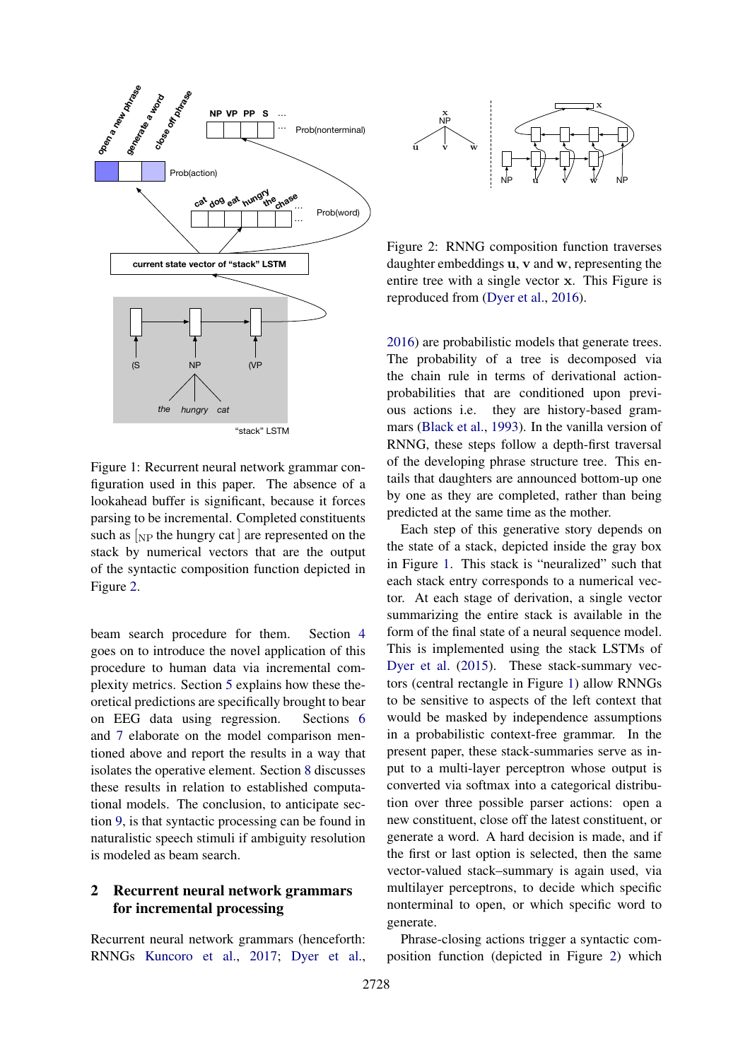Figure 1: Recurrent neural network grammar configuration used in this paper. The absence of a lookahead buffer is significant, because it forces parsing to be incremental. Completed constituents such as [$_{\text{NP}}$ the hungry cat] are represented on the stack by numerical vectors that are the output of the syntactic composition function depicted in Figure 2.

beam search procedure for them. Section 4 goes on to introduce the novel application of this procedure to human data via incremental complexity metrics. Section 5 explains how these theoretical predictions are specifically brought to bear on EEG data using regression. Sections 6 and 7 elaborate on the model comparison mentioned above and report the results in a way that isolates the operative element. Section 8 discusses these results in relation to established computational models. The conclusion, to anticipate section 9, is that syntactic processing can be found in naturalistic speech stimuli if ambiguity resolution is modeled as beam search.

## 2 Recurrent neural network grammars for incremental processing

Recurrent neural network grammars (henceforth: RNNGs Kuncoro et al., 2017; Dyer et al., 2016) are probabilistic models that generate trees. The probability of a tree is decomposed via the chain rule in terms of derivational action-probabilities that are conditioned upon previous actions i.e. they are history-based grammars (Black et al., 1993). In the vanilla version of RNNG, these steps follow a depth-first traversal of the developing phrase structure tree. This entails that daughters are announced bottom-up one by one as they are completed, rather than being predicted at the same time as the mother.

Figure 2: RNNG composition function traverses daughter embeddings **u**, **v** and **w**, representing the entire tree with a single vector **x**. This Figure is reproduced from (Dyer et al., 2016).

Each step of this generative story depends on the state of a stack, depicted inside the gray box in Figure 1. This stack is "neuralized" such that each stack entry corresponds to a numerical vector. At each stage of derivation, a single vector summarizing the entire stack is available in the form of the final state of a neural sequence model. This is implemented using the stack LSTMs of Dyer et al. (2015). These stack-summary vectors (central rectangle in Figure 1) allow RNNGs to be sensitive to aspects of the left context that would be masked by independence assumptions in a probabilistic context-free grammar. In the present paper, these stack-summaries serve as input to a multi-layer perceptron whose output is converted via softmax into a categorical distribution over three possible parser actions: open a new constituent, close off the latest constituent, or generate a word. A hard decision is made, and if the first or last option is selected, then the same vector-valued stack–summary is again used, via multilayer perceptrons, to decide which specific nonterminal to open, or which specific word to generate.

Phrase-closing actions trigger a syntactic composition function (depicted in Figure 2) which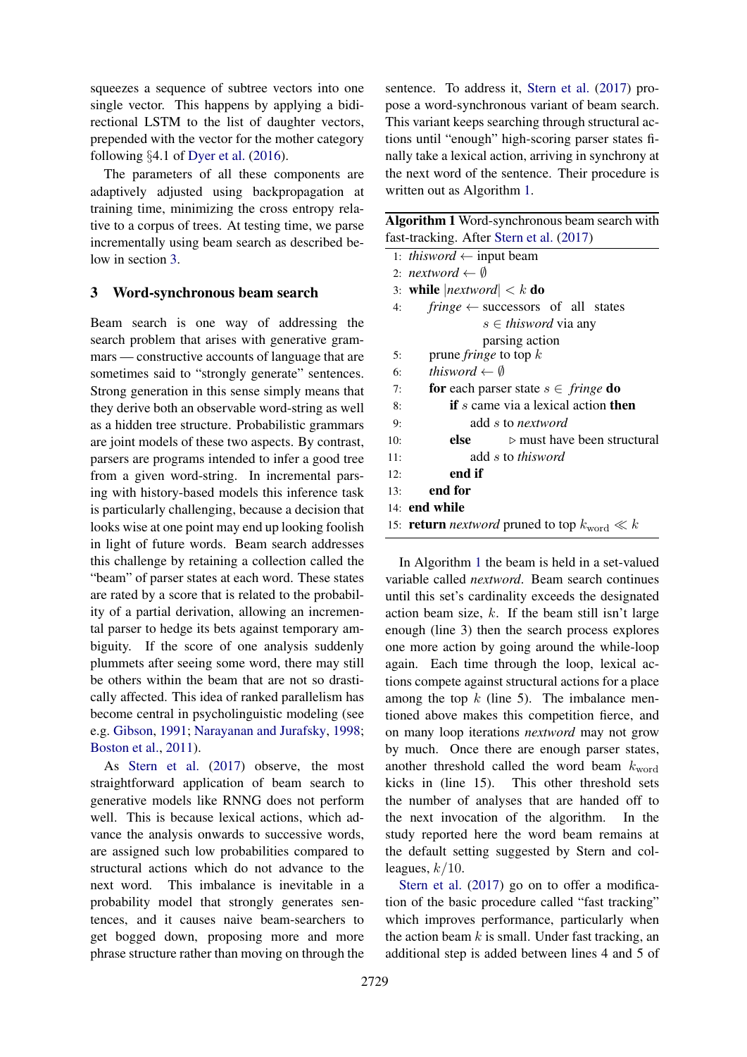squeezes a sequence of subtree vectors into one single vector. This happens by applying a bidirectional LSTM to the list of daughter vectors, prepended with the vector for the mother category following §4.1 of Dyer et al. (2016).

The parameters of all these components are adaptively adjusted using backpropagation at training time, minimizing the cross entropy relative to a corpus of trees. At testing time, we parse incrementally using beam search as described below in section 3.

## 3 Word-synchronous beam search

Beam search is one way of addressing the search problem that arises with generative grammars — constructive accounts of language that are sometimes said to "strongly generate" sentences. Strong generation in this sense simply means that they derive both an observable word-string as well as a hidden tree structure. Probabilistic grammars are joint models of these two aspects. By contrast, parsers are programs intended to infer a good tree from a given word-string. In incremental parsing with history-based models this inference task is particularly challenging, because a decision that looks wise at one point may end up looking foolish in light of future words. Beam search addresses this challenge by retaining a collection called the "beam" of parser states at each word. These states are rated by a score that is related to the probability of a partial derivation, allowing an incremental parser to hedge its bets against temporary ambiguity. If the score of one analysis suddenly plummets after seeing some word, there may still be others within the beam that are not so drastically affected. This idea of ranked parallelism has become central in psycholinguistic modeling (see e.g. Gibson, 1991; Narayanan and Jurafsky, 1998; Boston et al., 2011).

As Stern et al. (2017) observe, the most straightforward application of beam search to generative models like RNNG does not perform well. This is because lexical actions, which advance the analysis onwards to successive words, are assigned such low probabilities compared to structural actions which do not advance to the next word. This imbalance is inevitable in a probability model that strongly generates sentences, and it causes naive beam-searchers to get bogged down, proposing more and more phrase structure rather than moving on through the sentence. To address it, Stern et al. (2017) propose a word-synchronous variant of beam search. This variant keeps searching through structural actions until "enough" high-scoring parser states finally take a lexical action, arriving in synchrony at the next word of the sentence. Their procedure is written out as Algorithm 1.

**Algorithm 1** Word-synchronous beam search with fast-tracking. After Stern et al. (2017)

```
1:  thisword ← input beam
2:  nextword ← ∅
3:  while |nextword| < k do
4:      fringe ← successors of all states
                s ∈ thisword via any
                parsing action
5:      prune fringe to top k
6:      thisword ← ∅
7:      for each parser state s ∈ fringe do
8:          if s came via a lexical action then
9:              add s to nextword
10:         else          ▷ must have been structural
11:             add s to thisword
12:         end if
13:     end for
14: end while
15: return nextword pruned to top k_word ≪ k
```

In Algorithm 1 the beam is held in a set-valued variable called *nextword*. Beam search continues until this set's cardinality exceeds the designated action beam size, $k$. If the beam still isn't large enough (line 3) then the search process explores one more action by going around the while-loop again. Each time through the loop, lexical actions compete against structural actions for a place among the top $k$ (line 5). The imbalance mentioned above makes this competition fierce, and on many loop iterations *nextword* may not grow by much. Once there are enough parser states, another threshold called the word beam $k_{\text{word}}$ kicks in (line 15). This other threshold sets the number of analyses that are handed off to the next invocation of the algorithm. In the study reported here the word beam remains at the default setting suggested by Stern and colleagues, $k/10$.

Stern et al. (2017) go on to offer a modification of the basic procedure called "fast tracking" which improves performance, particularly when the action beam $k$ is small. Under fast tracking, an additional step is added between lines 4 and 5 of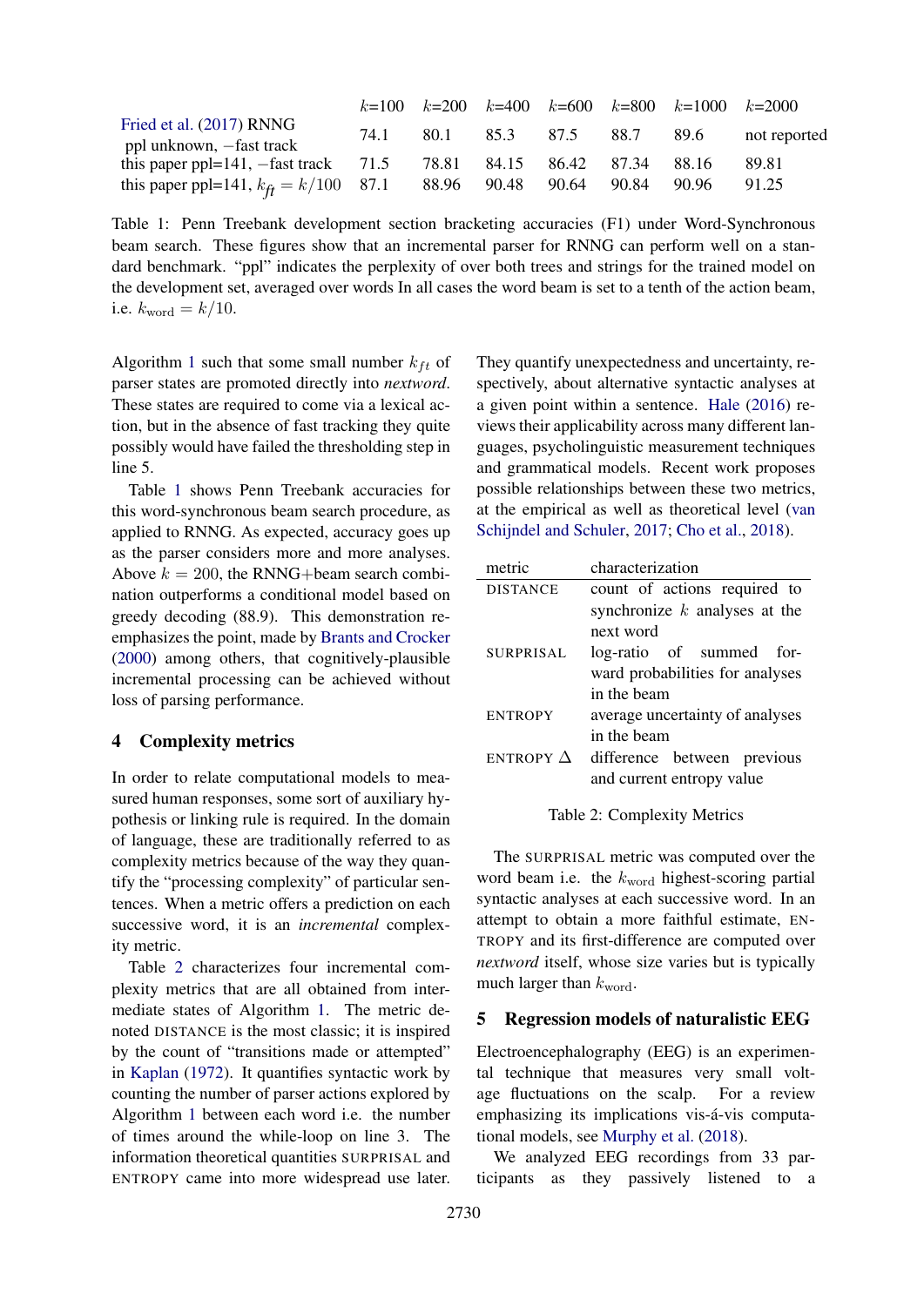| | $k$=100 | $k$=200 | $k$=400 | $k$=600 | $k$=800 | $k$=1000 | $k$=2000 |
|---|---|---|---|---|---|---|---|
| Fried et al. (2017) RNNG ppl unknown, −fast track | 74.1 | 80.1 | 85.3 | 87.5 | 88.7 | 89.6 | not reported |
| this paper ppl=141, −fast track | 71.5 | 78.81 | 84.15 | 86.42 | 87.34 | 88.16 | 89.81 |
| this paper ppl=141, $k_{ft} = k/100$ | 87.1 | 88.96 | 90.48 | 90.64 | 90.84 | 90.96 | 91.25 |

Table 1: Penn Treebank development section bracketing accuracies (F1) under Word-Synchronous beam search. These figures show that an incremental parser for RNNG can perform well on a standard benchmark. "ppl" indicates the perplexity of over both trees and strings for the trained model on the development set, averaged over words In all cases the word beam is set to a tenth of the action beam, i.e. $k_{\text{word}} = k/10$.

Algorithm 1 such that some small number $k_{ft}$ of parser states are promoted directly into *nextword*. These states are required to come via a lexical action, but in the absence of fast tracking they quite possibly would have failed the thresholding step in line 5.

Table 1 shows Penn Treebank accuracies for this word-synchronous beam search procedure, as applied to RNNG. As expected, accuracy goes up as the parser considers more and more analyses. Above $k = 200$, the RNNG+beam search combination outperforms a conditional model based on greedy decoding (88.9). This demonstration re-emphasizes the point, made by Brants and Crocker (2000) among others, that cognitively-plausible incremental processing can be achieved without loss of parsing performance.

## 4 Complexity metrics

In order to relate computational models to measured human responses, some sort of auxiliary hypothesis or linking rule is required. In the domain of language, these are traditionally referred to as complexity metrics because of the way they quantify the "processing complexity" of particular sentences. When a metric offers a prediction on each successive word, it is an *incremental* complexity metric.

Table 2 characterizes four incremental complexity metrics that are all obtained from intermediate states of Algorithm 1. The metric denoted DISTANCE is the most classic; it is inspired by the count of "transitions made or attempted" in Kaplan (1972). It quantifies syntactic work by counting the number of parser actions explored by Algorithm 1 between each word i.e. the number of times around the while-loop on line 3. The information theoretical quantities SURPRISAL and ENTROPY came into more widespread use later. They quantify unexpectedness and uncertainty, respectively, about alternative syntactic analyses at a given point within a sentence. Hale (2016) reviews their applicability across many different languages, psycholinguistic measurement techniques and grammatical models. Recent work proposes possible relationships between these two metrics, at the empirical as well as theoretical level (van Schijndel and Schuler, 2017; Cho et al., 2018).

| metric | characterization |
|---|---|
| DISTANCE | count of actions required to synchronize $k$ analyses at the next word |
| SURPRISAL | log-ratio of summed forward probabilities for analyses in the beam |
| ENTROPY | average uncertainty of analyses in the beam |
| ENTROPY Δ | difference between previous and current entropy value |

Table 2: Complexity Metrics

The SURPRISAL metric was computed over the word beam i.e. the $k_{\text{word}}$ highest-scoring partial syntactic analyses at each successive word. In an attempt to obtain a more faithful estimate, ENTROPY and its first-difference are computed over *nextword* itself, whose size varies but is typically much larger than $k_{\text{word}}$.

## 5 Regression models of naturalistic EEG

Electroencephalography (EEG) is an experimental technique that measures very small voltage fluctuations on the scalp. For a review emphasizing its implications vis-á-vis computational models, see Murphy et al. (2018).

We analyzed EEG recordings from 33 participants as they passively listened to a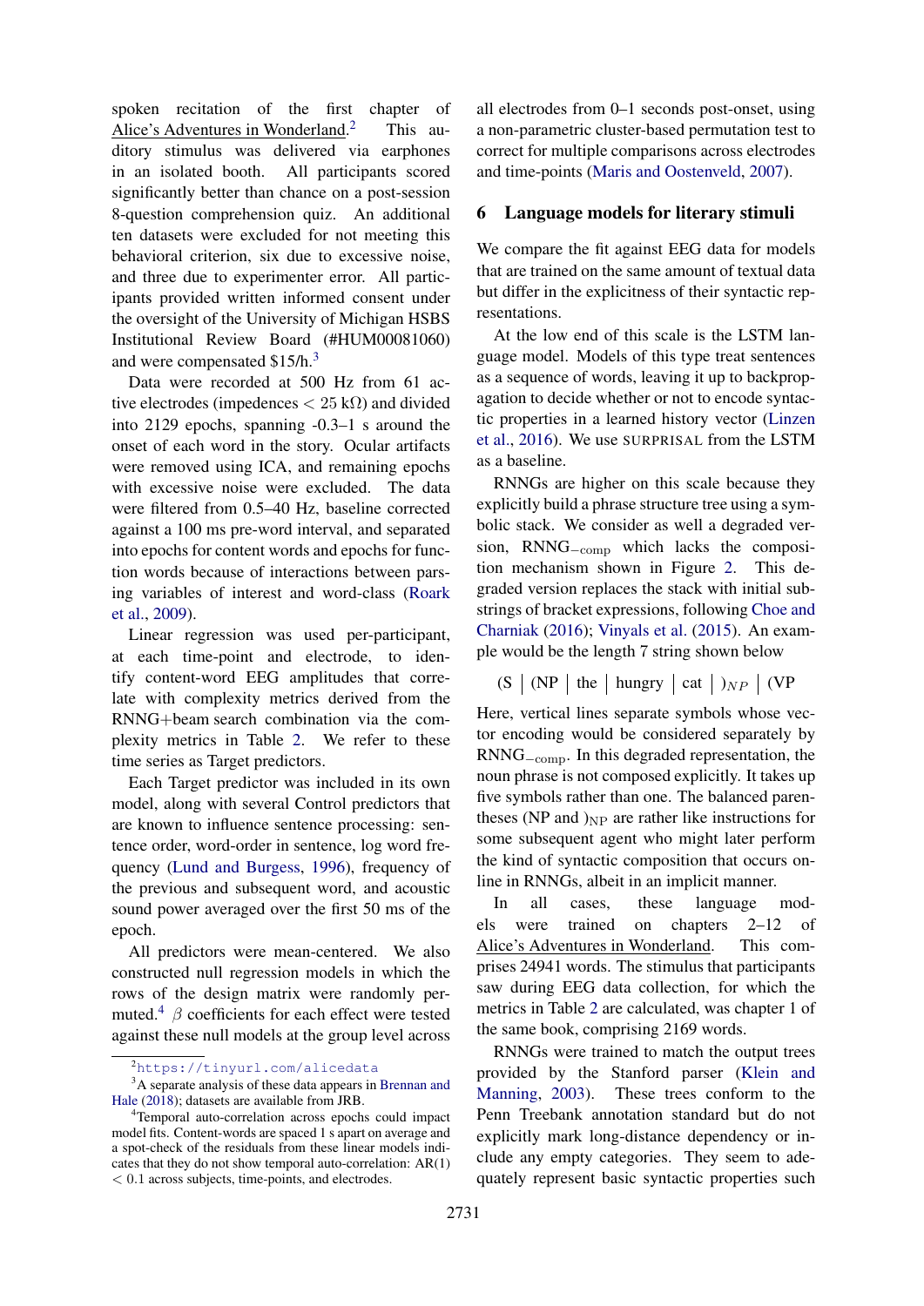spoken recitation of the first chapter of Alice's Adventures in Wonderland.[2] This auditory stimulus was delivered via earphones in an isolated booth. All participants scored significantly better than chance on a post-session 8-question comprehension quiz. An additional ten datasets were excluded for not meeting this behavioral criterion, six due to excessive noise, and three due to experimenter error. All participants provided written informed consent under the oversight of the University of Michigan HSBS Institutional Review Board (#HUM00081060) and were compensated $15/h.[3]

Data were recorded at 500 Hz from 61 active electrodes (impedences $< 25$ kΩ) and divided into 2129 epochs, spanning -0.3–1 s around the onset of each word in the story. Ocular artifacts were removed using ICA, and remaining epochs with excessive noise were excluded. The data were filtered from 0.5–40 Hz, baseline corrected against a 100 ms pre-word interval, and separated into epochs for content words and epochs for function words because of interactions between parsing variables of interest and word-class (Roark et al., 2009).

Linear regression was used per-participant, at each time-point and electrode, to identify content-word EEG amplitudes that correlate with complexity metrics derived from the RNNG+beam search combination via the complexity metrics in Table 2. We refer to these time series as Target predictors.

Each Target predictor was included in its own model, along with several Control predictors that are known to influence sentence processing: sentence order, word-order in sentence, log word frequency (Lund and Burgess, 1996), frequency of the previous and subsequent word, and acoustic sound power averaged over the first 50 ms of the epoch.

All predictors were mean-centered. We also constructed null regression models in which the rows of the design matrix were randomly permuted.[4] $\beta$ coefficients for each effect were tested against these null models at the group level across all electrodes from 0–1 seconds post-onset, using a non-parametric cluster-based permutation test to correct for multiple comparisons across electrodes and time-points (Maris and Oostenveld, 2007).

## 6 Language models for literary stimuli

We compare the fit against EEG data for models that are trained on the same amount of textual data but differ in the explicitness of their syntactic representations.

At the low end of this scale is the LSTM language model. Models of this type treat sentences as a sequence of words, leaving it up to backpropagation to decide whether or not to encode syntactic properties in a learned history vector (Linzen et al., 2016). We use SURPRISAL from the LSTM as a baseline.

RNNGs are higher on this scale because they explicitly build a phrase structure tree using a symbolic stack. We consider as well a degraded version, RNNG$_{-\text{comp}}$ which lacks the composition mechanism shown in Figure 2. This degraded version replaces the stack with initial substrings of bracket expressions, following Choe and Charniak (2016); Vinyals et al. (2015). An example would be the length 7 string shown below

(S | (NP | the | hungry | cat | $)_{NP}$ | (VP

Here, vertical lines separate symbols whose vector encoding would be considered separately by RNNG$_{-\text{comp}}$. In this degraded representation, the noun phrase is not composed explicitly. It takes up five symbols rather than one. The balanced parentheses (NP and $)_{\text{NP}}$ are rather like instructions for some subsequent agent who might later perform the kind of syntactic composition that occurs online in RNNGs, albeit in an implicit manner.

In all cases, these language models were trained on chapters 2–12 of Alice's Adventures in Wonderland. This comprises 24941 words. The stimulus that participants saw during EEG data collection, for which the metrics in Table 2 are calculated, was chapter 1 of the same book, comprising 2169 words.

RNNGs were trained to match the output trees provided by the Stanford parser (Klein and Manning, 2003). These trees conform to the Penn Treebank annotation standard but do not explicitly mark long-distance dependency or include any empty categories. They seem to adequately represent basic syntactic properties such

---

[2] https://tinyurl.com/alicedata

[3] A separate analysis of these data appears in Brennan and Hale (2018); datasets are available from JRB.

[4] Temporal auto-correlation across epochs could impact model fits. Content-words are spaced 1 s apart on average and a spot-check of the residuals from these linear models indicates that they do not show temporal auto-correlation: AR(1) $< 0.1$ across subjects, time-points, and electrodes.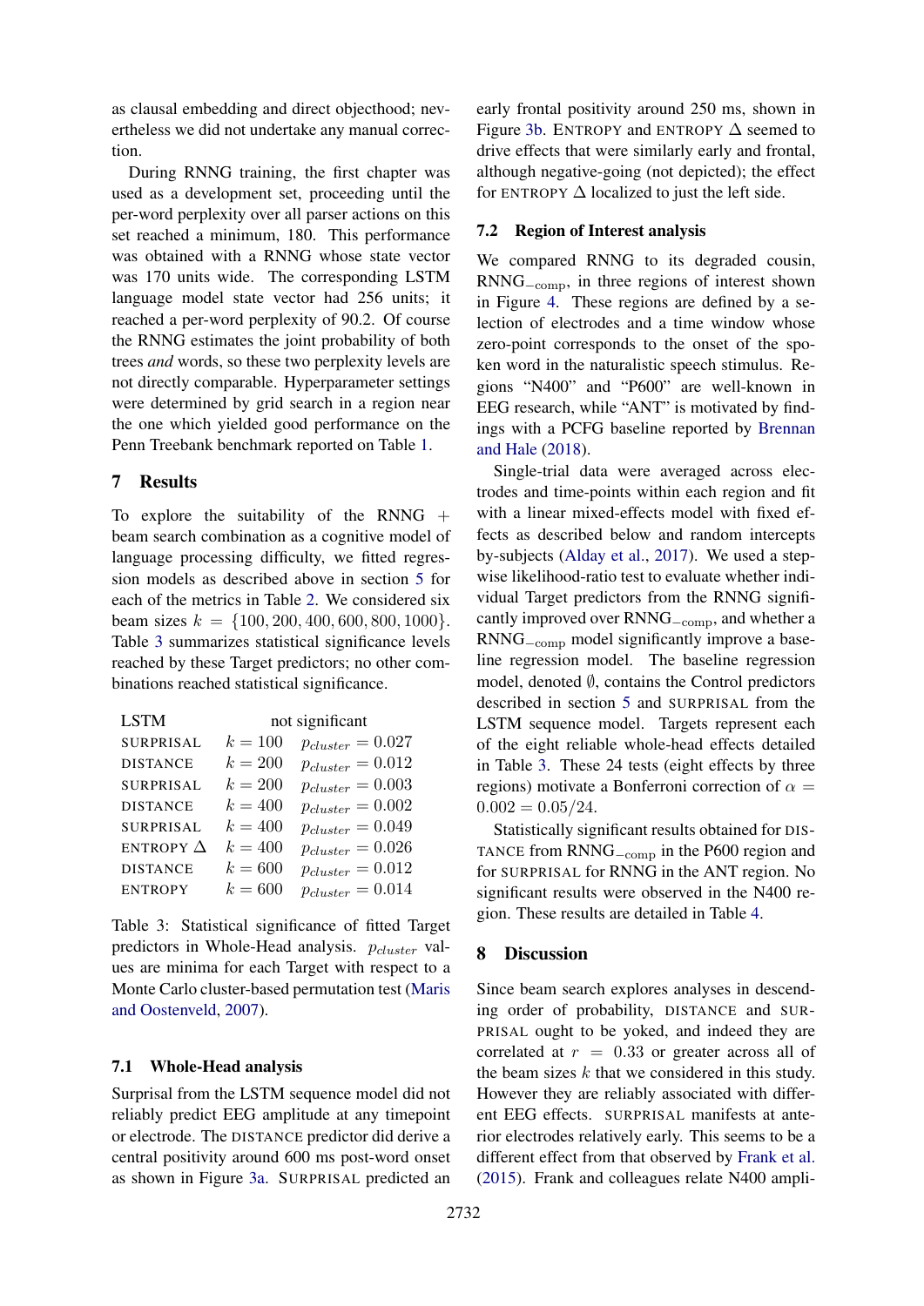as clausal embedding and direct objecthood; nevertheless we did not undertake any manual correction.

During RNNG training, the first chapter was used as a development set, proceeding until the per-word perplexity over all parser actions on this set reached a minimum, 180. This performance was obtained with a RNNG whose state vector was 170 units wide. The corresponding LSTM language model state vector had 256 units; it reached a per-word perplexity of 90.2. Of course the RNNG estimates the joint probability of both trees *and* words, so these two perplexity levels are not directly comparable. Hyperparameter settings were determined by grid search in a region near the one which yielded good performance on the Penn Treebank benchmark reported on Table 1.

## 7 Results

To explore the suitability of the RNNG + beam search combination as a cognitive model of language processing difficulty, we fitted regression models as described above in section 5 for each of the metrics in Table 2. We considered six beam sizes $k = \{100, 200, 400, 600, 800, 1000\}$. Table 3 summarizes statistical significance levels reached by these Target predictors; no other combinations reached statistical significance.

| LSTM | | not significant |
|---|---|---|
| SURPRISAL | $k = 100$ | $p_{cluster} = 0.027$ |
| DISTANCE | $k = 200$ | $p_{cluster} = 0.012$ |
| SURPRISAL | $k = 200$ | $p_{cluster} = 0.003$ |
| DISTANCE | $k = 400$ | $p_{cluster} = 0.002$ |
| SURPRISAL | $k = 400$ | $p_{cluster} = 0.049$ |
| ENTROPY $\Delta$ | $k = 400$ | $p_{cluster} = 0.026$ |
| DISTANCE | $k = 600$ | $p_{cluster} = 0.012$ |
| ENTROPY | $k = 600$ | $p_{cluster} = 0.014$ |

Table 3: Statistical significance of fitted Target predictors in Whole-Head analysis. $p_{cluster}$ values are minima for each Target with respect to a Monte Carlo cluster-based permutation test (Maris and Oostenveld, 2007).

### 7.1 Whole-Head analysis

Surprisal from the LSTM sequence model did not reliably predict EEG amplitude at any timepoint or electrode. The DISTANCE predictor did derive a central positivity around 600 ms post-word onset as shown in Figure 3a. SURPRISAL predicted an early frontal positivity around 250 ms, shown in Figure 3b. ENTROPY and ENTROPY $\Delta$ seemed to drive effects that were similarly early and frontal, although negative-going (not depicted); the effect for ENTROPY $\Delta$ localized to just the left side.

### 7.2 Region of Interest analysis

We compared RNNG to its degraded cousin, RNNG$_{-\text{comp}}$, in three regions of interest shown in Figure 4. These regions are defined by a selection of electrodes and a time window whose zero-point corresponds to the onset of the spoken word in the naturalistic speech stimulus. Regions "N400" and "P600" are well-known in EEG research, while "ANT" is motivated by findings with a PCFG baseline reported by Brennan and Hale (2018).

Single-trial data were averaged across electrodes and time-points within each region and fit with a linear mixed-effects model with fixed effects as described below and random intercepts by-subjects (Alday et al., 2017). We used a stepwise likelihood-ratio test to evaluate whether individual Target predictors from the RNNG significantly improved over RNNG$_{-\text{comp}}$, and whether a RNNG$_{-\text{comp}}$ model significantly improve a baseline regression model. The baseline regression model, denoted $\emptyset$, contains the Control predictors described in section 5 and SURPRISAL from the LSTM sequence model. Targets represent each of the eight reliable whole-head effects detailed in Table 3. These 24 tests (eight effects by three regions) motivate a Bonferroni correction of $\alpha = 0.002 = 0.05/24$.

Statistically significant results obtained for DISTANCE from RNNG$_{-\text{comp}}$ in the P600 region and for SURPRISAL for RNNG in the ANT region. No significant results were observed in the N400 region. These results are detailed in Table 4.

## 8 Discussion

Since beam search explores analyses in descending order of probability, DISTANCE and SURPRISAL ought to be yoked, and indeed they are correlated at $r = 0.33$ or greater across all of the beam sizes $k$ that we considered in this study. However they are reliably associated with different EEG effects. SURPRISAL manifests at anterior electrodes relatively early. This seems to be a different effect from that observed by Frank et al. (2015). Frank and colleagues relate N400 ampli-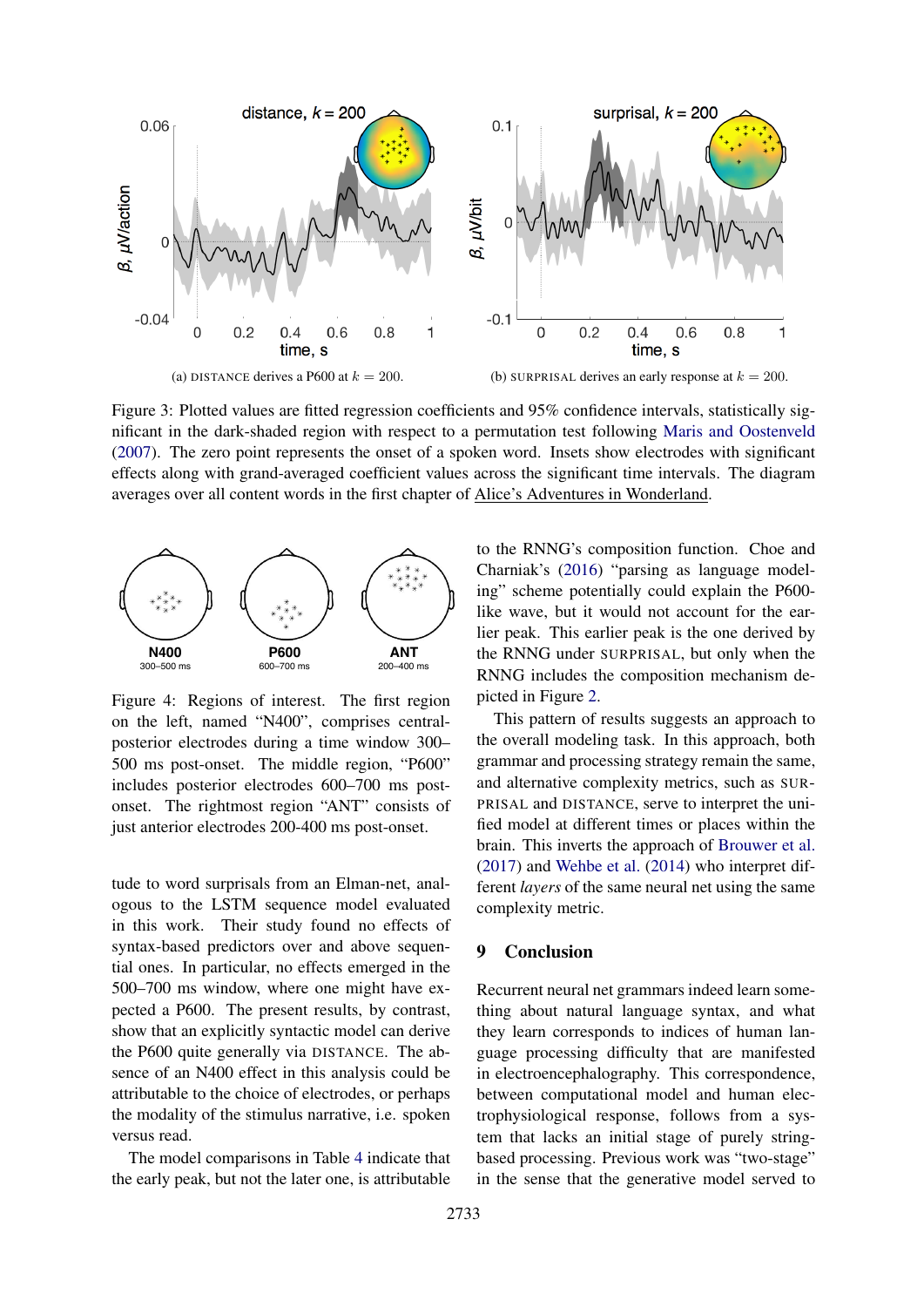(a) DISTANCE derives a P600 at $k = 200$.

(b) SURPRISAL derives an early response at $k = 200$.

Figure 3: Plotted values are fitted regression coefficients and 95% confidence intervals, statistically significant in the dark-shaded region with respect to a permutation test following Maris and Oostenveld (2007). The zero point represents the onset of a spoken word. Insets show electrodes with significant effects along with grand-averaged coefficient values across the significant time intervals. The diagram averages over all content words in the first chapter of Alice's Adventures in Wonderland.

Figure 4: Regions of interest. The first region on the left, named "N400", comprises central-posterior electrodes during a time window 300–500 ms post-onset. The middle region, "P600" includes posterior electrodes 600–700 ms post-onset. The rightmost region "ANT" consists of just anterior electrodes 200-400 ms post-onset.

tude to word surprisals from an Elman-net, analogous to the LSTM sequence model evaluated in this work. Their study found no effects of syntax-based predictors over and above sequential ones. In particular, no effects emerged in the 500–700 ms window, where one might have expected a P600. The present results, by contrast, show that an explicitly syntactic model can derive the P600 quite generally via DISTANCE. The absence of an N400 effect in this analysis could be attributable to the choice of electrodes, or perhaps the modality of the stimulus narrative, i.e. spoken versus read.

The model comparisons in Table 4 indicate that the early peak, but not the later one, is attributable to the RNNG's composition function. Choe and Charniak's (2016) "parsing as language modeling" scheme potentially could explain the P600-like wave, but it would not account for the earlier peak. This earlier peak is the one derived by the RNNG under SURPRISAL, but only when the RNNG includes the composition mechanism depicted in Figure 2.

This pattern of results suggests an approach to the overall modeling task. In this approach, both grammar and processing strategy remain the same, and alternative complexity metrics, such as SURPRISAL and DISTANCE, serve to interpret the unified model at different times or places within the brain. This inverts the approach of Brouwer et al. (2017) and Wehbe et al. (2014) who interpret different *layers* of the same neural net using the same complexity metric.

## 9 Conclusion

Recurrent neural net grammars indeed learn something about natural language syntax, and what they learn corresponds to indices of human language processing difficulty that are manifested in electroencephalography. This correspondence, between computational model and human electrophysiological response, follows from a system that lacks an initial stage of purely string-based processing. Previous work was "two-stage" in the sense that the generative model served to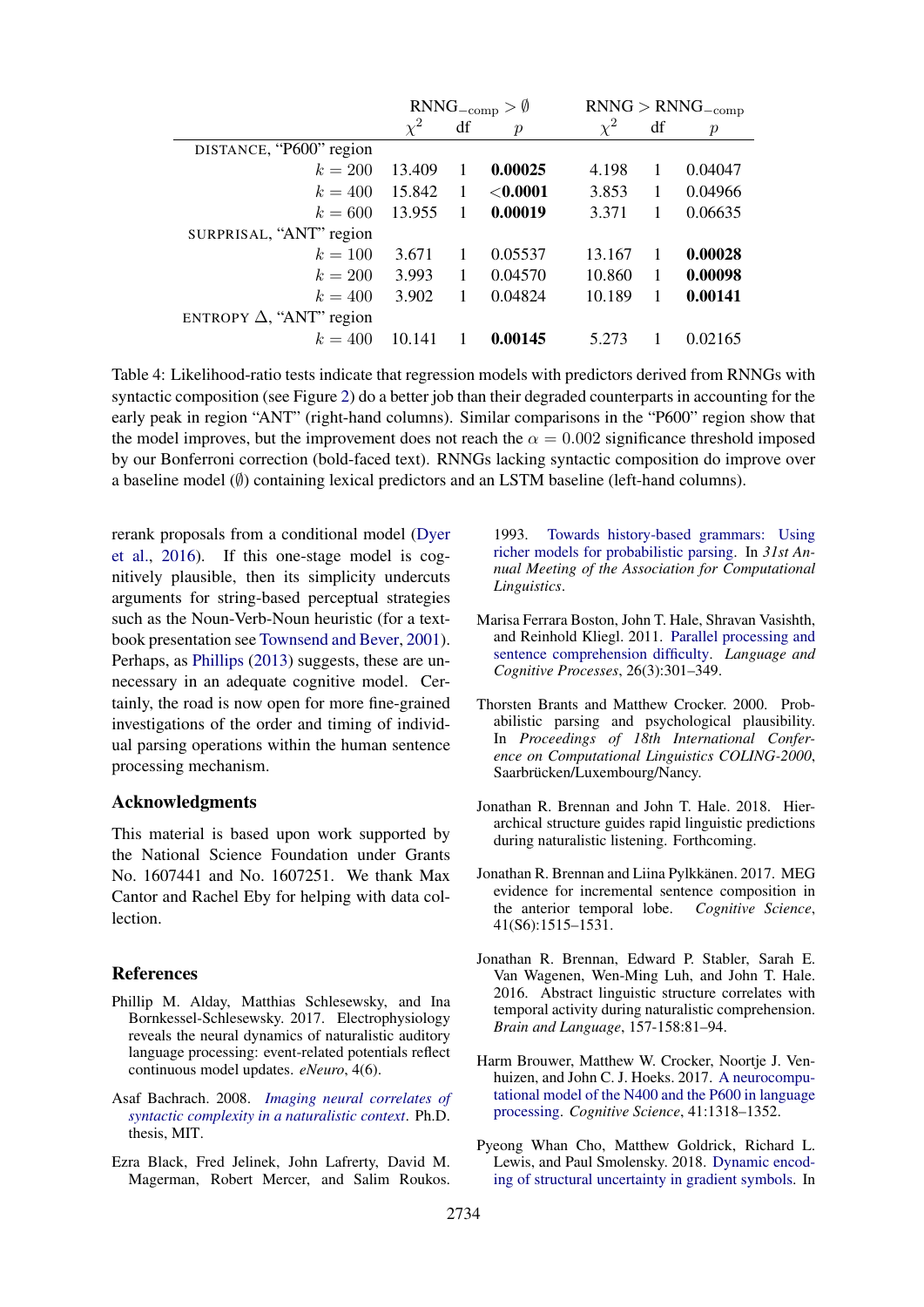| | RNNG$_{-\text{comp}} > \emptyset$ | | | RNNG $>$ RNNG$_{-\text{comp}}$ | | |
|---|---|---|---|---|---|---|
| | $\chi^2$ | df | $p$ | $\chi^2$ | df | $p$ |
| DISTANCE, "P600" region | | | | | | |
| $k = 200$ | 13.409 | 1 | **0.00025** | 4.198 | 1 | 0.04047 |
| $k = 400$ | 15.842 | 1 | **<0.0001** | 3.853 | 1 | 0.04966 |
| $k = 600$ | 13.955 | 1 | **0.00019** | 3.371 | 1 | 0.06635 |
| SURPRISAL, "ANT" region | | | | | | |
| $k = 100$ | 3.671 | 1 | 0.05537 | 13.167 | 1 | **0.00028** |
| $k = 200$ | 3.993 | 1 | 0.04570 | 10.860 | 1 | **0.00098** |
| $k = 400$ | 3.902 | 1 | 0.04824 | 10.189 | 1 | **0.00141** |
| ENTROPY $\Delta$, "ANT" region | | | | | | |
| $k = 400$ | 10.141 | 1 | **0.00145** | 5.273 | 1 | 0.02165 |

Table 4: Likelihood-ratio tests indicate that regression models with predictors derived from RNNGs with syntactic composition (see Figure 2) do a better job than their degraded counterparts in accounting for the early peak in region "ANT" (right-hand columns). Similar comparisons in the "P600" region show that the model improves, but the improvement does not reach the $\alpha = 0.002$ significance threshold imposed by our Bonferroni correction (bold-faced text). RNNGs lacking syntactic composition do improve over a baseline model ($\emptyset$) containing lexical predictors and an LSTM baseline (left-hand columns).

rerank proposals from a conditional model (Dyer et al., 2016). If this one-stage model is cognitively plausible, then its simplicity undercuts arguments for string-based perceptual strategies such as the Noun-Verb-Noun heuristic (for a textbook presentation see Townsend and Bever, 2001). Perhaps, as Phillips (2013) suggests, these are unnecessary in an adequate cognitive model. Certainly, the road is now open for more fine-grained investigations of the order and timing of individual parsing operations within the human sentence processing mechanism.

## Acknowledgments

This material is based upon work supported by the National Science Foundation under Grants No. 1607441 and No. 1607251. We thank Max Cantor and Rachel Eby for helping with data collection.

## References

Phillip M. Alday, Matthias Schlesewsky, and Ina Bornkessel-Schlesewsky. 2017. Electrophysiology reveals the neural dynamics of naturalistic auditory language processing: event-related potentials reflect continuous model updates. *eNeuro*, 4(6).

Asaf Bachrach. 2008. *Imaging neural correlates of syntactic complexity in a naturalistic context*. Ph.D. thesis, MIT.

Ezra Black, Fred Jelinek, John Lafrerty, David M. Magerman, Robert Mercer, and Salim Roukos. 1993. Towards history-based grammars: Using richer models for probabilistic parsing. In *31st Annual Meeting of the Association for Computational Linguistics*.

Marisa Ferrara Boston, John T. Hale, Shravan Vasishth, and Reinhold Kliegl. 2011. Parallel processing and sentence comprehension difficulty. *Language and Cognitive Processes*, 26(3):301–349.

Thorsten Brants and Matthew Crocker. 2000. Probabilistic parsing and psychological plausibility. In *Proceedings of 18th International Conference on Computational Linguistics COLING-2000*, Saarbrücken/Luxembourg/Nancy.

Jonathan R. Brennan and John T. Hale. 2018. Hierarchical structure guides rapid linguistic predictions during naturalistic listening. Forthcoming.

Jonathan R. Brennan and Liina Pylkkänen. 2017. MEG evidence for incremental sentence composition in the anterior temporal lobe. *Cognitive Science*, 41(S6):1515–1531.

Jonathan R. Brennan, Edward P. Stabler, Sarah E. Van Wagenen, Wen-Ming Luh, and John T. Hale. 2016. Abstract linguistic structure correlates with temporal activity during naturalistic comprehension. *Brain and Language*, 157-158:81–94.

Harm Brouwer, Matthew W. Crocker, Noortje J. Venhuizen, and John C. J. Hoeks. 2017. A neurocomputational model of the N400 and the P600 in language processing. *Cognitive Science*, 41:1318–1352.

Pyeong Whan Cho, Matthew Goldrick, Richard L. Lewis, and Paul Smolensky. 2018. Dynamic encoding of structural uncertainty in gradient symbols. In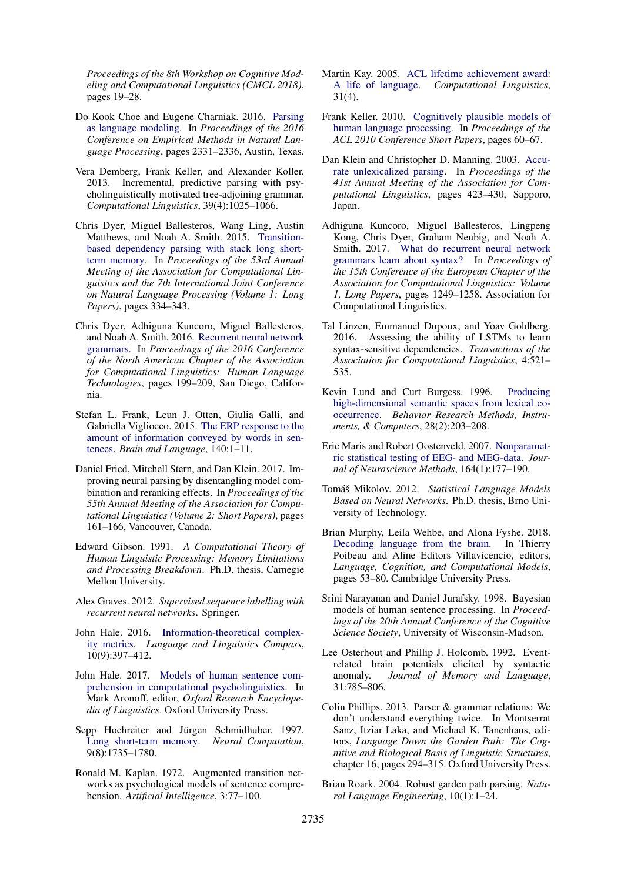*Proceedings of the 8th Workshop on Cognitive Modeling and Computational Linguistics (CMCL 2018)*, pages 19–28.

Do Kook Choe and Eugene Charniak. 2016. Parsing as language modeling. In *Proceedings of the 2016 Conference on Empirical Methods in Natural Language Processing*, pages 2331–2336, Austin, Texas.

Vera Demberg, Frank Keller, and Alexander Koller. 2013. Incremental, predictive parsing with psycholinguistically motivated tree-adjoining grammar. *Computational Linguistics*, 39(4):1025–1066.

Chris Dyer, Miguel Ballesteros, Wang Ling, Austin Matthews, and Noah A. Smith. 2015. Transition-based dependency parsing with stack long short-term memory. In *Proceedings of the 53rd Annual Meeting of the Association for Computational Linguistics and the 7th International Joint Conference on Natural Language Processing (Volume 1: Long Papers)*, pages 334–343.

Chris Dyer, Adhiguna Kuncoro, Miguel Ballesteros, and Noah A. Smith. 2016. Recurrent neural network grammars. In *Proceedings of the 2016 Conference of the North American Chapter of the Association for Computational Linguistics: Human Language Technologies*, pages 199–209, San Diego, California.

Stefan L. Frank, Leun J. Otten, Giulia Galli, and Gabriella Vigliocco. 2015. The ERP response to the amount of information conveyed by words in sentences. *Brain and Language*, 140:1–11.

Daniel Fried, Mitchell Stern, and Dan Klein. 2017. Improving neural parsing by disentangling model combination and reranking effects. In *Proceedings of the 55th Annual Meeting of the Association for Computational Linguistics (Volume 2: Short Papers)*, pages 161–166, Vancouver, Canada.

Edward Gibson. 1991. *A Computational Theory of Human Linguistic Processing: Memory Limitations and Processing Breakdown*. Ph.D. thesis, Carnegie Mellon University.

Alex Graves. 2012. *Supervised sequence labelling with recurrent neural networks*. Springer.

John Hale. 2016. Information-theoretical complexity metrics. *Language and Linguistics Compass*, 10(9):397–412.

John Hale. 2017. Models of human sentence comprehension in computational psycholinguistics. In Mark Aronoff, editor, *Oxford Research Encyclopedia of Linguistics*. Oxford University Press.

Sepp Hochreiter and Jürgen Schmidhuber. 1997. Long short-term memory. *Neural Computation*, 9(8):1735–1780.

Ronald M. Kaplan. 1972. Augmented transition networks as psychological models of sentence comprehension. *Artificial Intelligence*, 3:77–100.

Martin Kay. 2005. ACL lifetime achievement award: A life of language. *Computational Linguistics*, 31(4).

Frank Keller. 2010. Cognitively plausible models of human language processing. In *Proceedings of the ACL 2010 Conference Short Papers*, pages 60–67.

Dan Klein and Christopher D. Manning. 2003. Accurate unlexicalized parsing. In *Proceedings of the 41st Annual Meeting of the Association for Computational Linguistics*, pages 423–430, Sapporo, Japan.

Adhiguna Kuncoro, Miguel Ballesteros, Lingpeng Kong, Chris Dyer, Graham Neubig, and Noah A. Smith. 2017. What do recurrent neural network grammars learn about syntax? In *Proceedings of the 15th Conference of the European Chapter of the Association for Computational Linguistics: Volume 1, Long Papers*, pages 1249–1258. Association for Computational Linguistics.

Tal Linzen, Emmanuel Dupoux, and Yoav Goldberg. 2016. Assessing the ability of LSTMs to learn syntax-sensitive dependencies. *Transactions of the Association for Computational Linguistics*, 4:521–535.

Kevin Lund and Curt Burgess. 1996. Producing high-dimensional semantic spaces from lexical co-occurrence. *Behavior Research Methods, Instruments, & Computers*, 28(2):203–208.

Eric Maris and Robert Oostenveld. 2007. Nonparametric statistical testing of EEG- and MEG-data. *Journal of Neuroscience Methods*, 164(1):177–190.

Tomáš Mikolov. 2012. *Statistical Language Models Based on Neural Networks*. Ph.D. thesis, Brno University of Technology.

Brian Murphy, Leila Wehbe, and Alona Fyshe. 2018. Decoding language from the brain. In Thierry Poibeau and Aline Editors Villavicencio, editors, *Language, Cognition, and Computational Models*, pages 53–80. Cambridge University Press.

Srini Narayanan and Daniel Jurafsky. 1998. Bayesian models of human sentence processing. In *Proceedings of the 20th Annual Conference of the Cognitive Science Society*, University of Wisconsin-Madson.

Lee Osterhout and Phillip J. Holcomb. 1992. Event-related brain potentials elicited by syntactic anomaly. *Journal of Memory and Language*, 31:785–806.

Colin Phillips. 2013. Parser & grammar relations: We don't understand everything twice. In Montserrat Sanz, Itziar Laka, and Michael K. Tanenhaus, editors, *Language Down the Garden Path: The Cognitive and Biological Basis of Linguistic Structures*, chapter 16, pages 294–315. Oxford University Press.

Brian Roark. 2004. Robust garden path parsing. *Natural Language Engineering*, 10(1):1–24.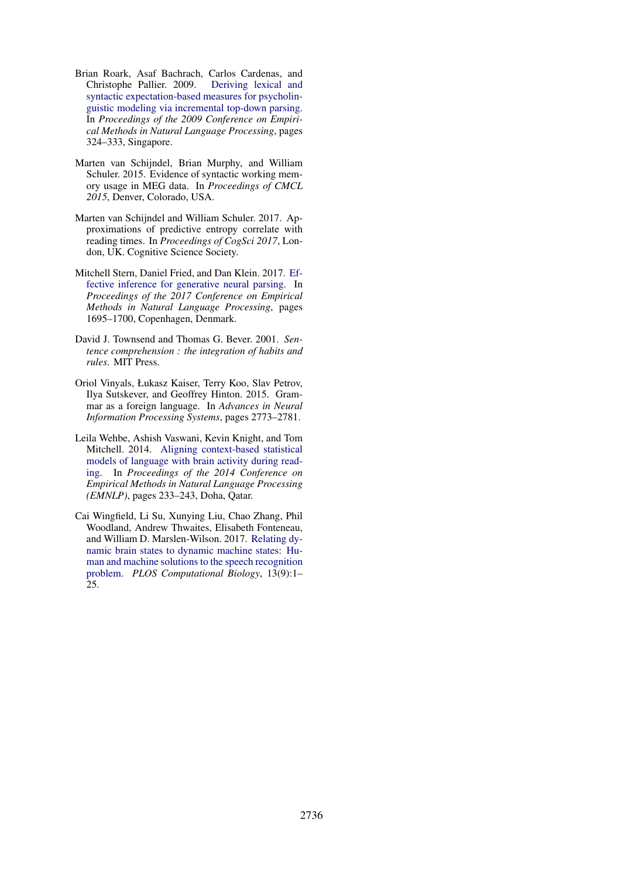Brian Roark, Asaf Bachrach, Carlos Cardenas, and Christophe Pallier. 2009. Deriving lexical and syntactic expectation-based measures for psycholinguistic modeling via incremental top-down parsing. In *Proceedings of the 2009 Conference on Empirical Methods in Natural Language Processing*, pages 324–333, Singapore.

Marten van Schijndel, Brian Murphy, and William Schuler. 2015. Evidence of syntactic working memory usage in MEG data. In *Proceedings of CMCL 2015*, Denver, Colorado, USA.

Marten van Schijndel and William Schuler. 2017. Approximations of predictive entropy correlate with reading times. In *Proceedings of CogSci 2017*, London, UK. Cognitive Science Society.

Mitchell Stern, Daniel Fried, and Dan Klein. 2017. Effective inference for generative neural parsing. In *Proceedings of the 2017 Conference on Empirical Methods in Natural Language Processing*, pages 1695–1700, Copenhagen, Denmark.

David J. Townsend and Thomas G. Bever. 2001. *Sentence comprehension : the integration of habits and rules*. MIT Press.

Oriol Vinyals, Łukasz Kaiser, Terry Koo, Slav Petrov, Ilya Sutskever, and Geoffrey Hinton. 2015. Grammar as a foreign language. In *Advances in Neural Information Processing Systems*, pages 2773–2781.

Leila Wehbe, Ashish Vaswani, Kevin Knight, and Tom Mitchell. 2014. Aligning context-based statistical models of language with brain activity during reading. In *Proceedings of the 2014 Conference on Empirical Methods in Natural Language Processing (EMNLP)*, pages 233–243, Doha, Qatar.

Cai Wingfield, Li Su, Xunying Liu, Chao Zhang, Phil Woodland, Andrew Thwaites, Elisabeth Fonteneau, and William D. Marslen-Wilson. 2017. Relating dynamic brain states to dynamic machine states: Human and machine solutions to the speech recognition problem. *PLOS Computational Biology*, 13(9):1–25.